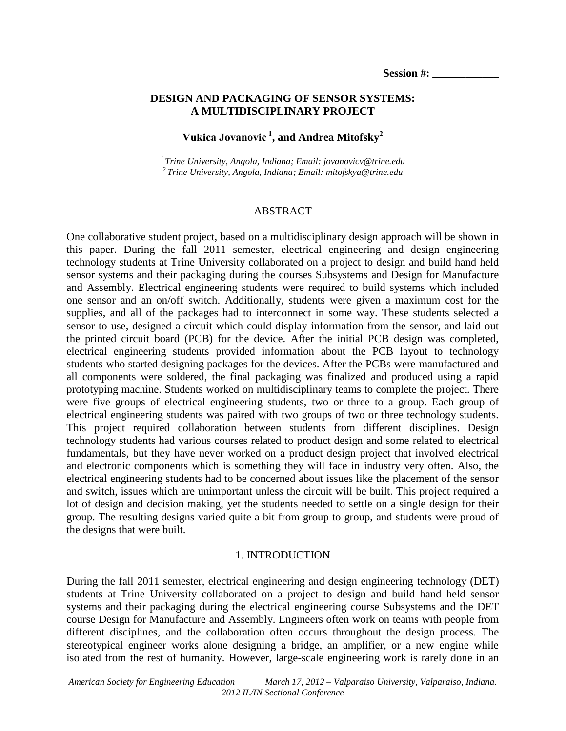**Session #: ____________**

# DESIGN AND PACKAGING OF SENSOR SYSTEMS: A MULTIDISCIPLINARY PROJECT

**Vukica Jovanovic [1], and Andrea Mitofsky[2]**

*[1] Trine University, Angola, Indiana; Email: jovanovicv@trine.edu*
*[2] Trine University, Angola, Indiana; Email: mitofskya@trine.edu*

## ABSTRACT

One collaborative student project, based on a multidisciplinary design approach will be shown in this paper. During the fall 2011 semester, electrical engineering and design engineering technology students at Trine University collaborated on a project to design and build hand held sensor systems and their packaging during the courses Subsystems and Design for Manufacture and Assembly. Electrical engineering students were required to build systems which included one sensor and an on/off switch. Additionally, students were given a maximum cost for the supplies, and all of the packages had to interconnect in some way. These students selected a sensor to use, designed a circuit which could display information from the sensor, and laid out the printed circuit board (PCB) for the device. After the initial PCB design was completed, electrical engineering students provided information about the PCB layout to technology students who started designing packages for the devices. After the PCBs were manufactured and all components were soldered, the final packaging was finalized and produced using a rapid prototyping machine. Students worked on multidisciplinary teams to complete the project. There were five groups of electrical engineering students, two or three to a group. Each group of electrical engineering students was paired with two groups of two or three technology students. This project required collaboration between students from different disciplines. Design technology students had various courses related to product design and some related to electrical fundamentals, but they have never worked on a product design project that involved electrical and electronic components which is something they will face in industry very often. Also, the electrical engineering students had to be concerned about issues like the placement of the sensor and switch, issues which are unimportant unless the circuit will be built. This project required a lot of design and decision making, yet the students needed to settle on a single design for their group. The resulting designs varied quite a bit from group to group, and students were proud of the designs that were built.

## 1. INTRODUCTION

During the fall 2011 semester, electrical engineering and design engineering technology (DET) students at Trine University collaborated on a project to design and build hand held sensor systems and their packaging during the electrical engineering course Subsystems and the DET course Design for Manufacture and Assembly. Engineers often work on teams with people from different disciplines, and the collaboration often occurs throughout the design process. The stereotypical engineer works alone designing a bridge, an amplifier, or a new engine while isolated from the rest of humanity. However, large-scale engineering work is rarely done in an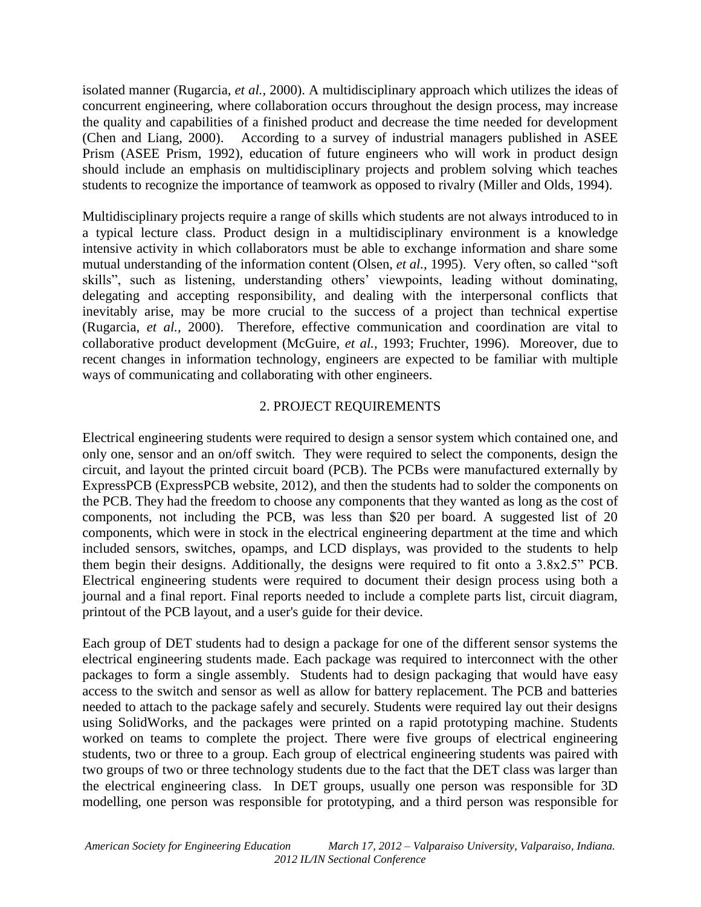isolated manner (Rugarcia, *et al.,* 2000). A multidisciplinary approach which utilizes the ideas of concurrent engineering, where collaboration occurs throughout the design process, may increase the quality and capabilities of a finished product and decrease the time needed for development (Chen and Liang, 2000). According to a survey of industrial managers published in ASEE Prism (ASEE Prism, 1992), education of future engineers who will work in product design should include an emphasis on multidisciplinary projects and problem solving which teaches students to recognize the importance of teamwork as opposed to rivalry (Miller and Olds, 1994).

Multidisciplinary projects require a range of skills which students are not always introduced to in a typical lecture class. Product design in a multidisciplinary environment is a knowledge intensive activity in which collaborators must be able to exchange information and share some mutual understanding of the information content (Olsen, *et al.,* 1995). Very often, so called "soft skills", such as listening, understanding others' viewpoints, leading without dominating, delegating and accepting responsibility, and dealing with the interpersonal conflicts that inevitably arise, may be more crucial to the success of a project than technical expertise (Rugarcia, *et al.,* 2000). Therefore, effective communication and coordination are vital to collaborative product development (McGuire, *et al.,* 1993; Fruchter, 1996). Moreover, due to recent changes in information technology, engineers are expected to be familiar with multiple ways of communicating and collaborating with other engineers.

## 2. PROJECT REQUIREMENTS

Electrical engineering students were required to design a sensor system which contained one, and only one, sensor and an on/off switch. They were required to select the components, design the circuit, and layout the printed circuit board (PCB). The PCBs were manufactured externally by ExpressPCB (ExpressPCB website, 2012), and then the students had to solder the components on the PCB. They had the freedom to choose any components that they wanted as long as the cost of components, not including the PCB, was less than $20 per board. A suggested list of 20 components, which were in stock in the electrical engineering department at the time and which included sensors, switches, opamps, and LCD displays, was provided to the students to help them begin their designs. Additionally, the designs were required to fit onto a 3.8x2.5" PCB. Electrical engineering students were required to document their design process using both a journal and a final report. Final reports needed to include a complete parts list, circuit diagram, printout of the PCB layout, and a user's guide for their device.

Each group of DET students had to design a package for one of the different sensor systems the electrical engineering students made. Each package was required to interconnect with the other packages to form a single assembly. Students had to design packaging that would have easy access to the switch and sensor as well as allow for battery replacement. The PCB and batteries needed to attach to the package safely and securely. Students were required lay out their designs using SolidWorks, and the packages were printed on a rapid prototyping machine. Students worked on teams to complete the project. There were five groups of electrical engineering students, two or three to a group. Each group of electrical engineering students was paired with two groups of two or three technology students due to the fact that the DET class was larger than the electrical engineering class. In DET groups, usually one person was responsible for 3D modelling, one person was responsible for prototyping, and a third person was responsible for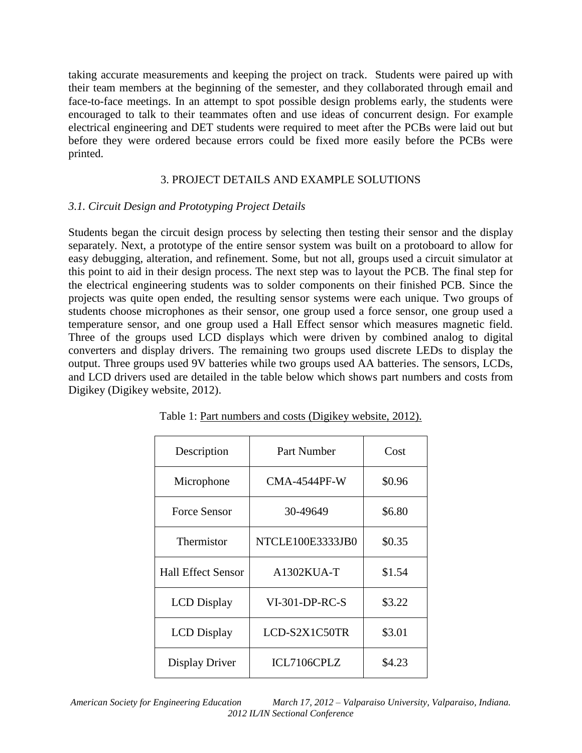taking accurate measurements and keeping the project on track. Students were paired up with their team members at the beginning of the semester, and they collaborated through email and face-to-face meetings. In an attempt to spot possible design problems early, the students were encouraged to talk to their teammates often and use ideas of concurrent design. For example electrical engineering and DET students were required to meet after the PCBs were laid out but before they were ordered because errors could be fixed more easily before the PCBs were printed.

## 3. PROJECT DETAILS AND EXAMPLE SOLUTIONS

### *3.1. Circuit Design and Prototyping Project Details*

Students began the circuit design process by selecting then testing their sensor and the display separately. Next, a prototype of the entire sensor system was built on a protoboard to allow for easy debugging, alteration, and refinement. Some, but not all, groups used a circuit simulator at this point to aid in their design process. The next step was to layout the PCB. The final step for the electrical engineering students was to solder components on their finished PCB. Since the projects was quite open ended, the resulting sensor systems were each unique. Two groups of students choose microphones as their sensor, one group used a force sensor, one group used a temperature sensor, and one group used a Hall Effect sensor which measures magnetic field. Three of the groups used LCD displays which were driven by combined analog to digital converters and display drivers. The remaining two groups used discrete LEDs to display the output. Three groups used 9V batteries while two groups used AA batteries. The sensors, LCDs, and LCD drivers used are detailed in the table below which shows part numbers and costs from Digikey (Digikey website, 2012).

Table 1: Part numbers and costs (Digikey website, 2012).

| Description | Part Number | Cost |
|---|---|---|
| Microphone | CMA-4544PF-W | $0.96 |
| Force Sensor | 30-49649 | $6.80 |
| Thermistor | NTCLE100E3333JB0 | $0.35 |
| Hall Effect Sensor | A1302KUA-T | $1.54 |
| LCD Display | VI-301-DP-RC-S | $3.22 |
| LCD Display | LCD-S2X1C50TR | $3.01 |
| Display Driver | ICL7106CPLZ | $4.23 |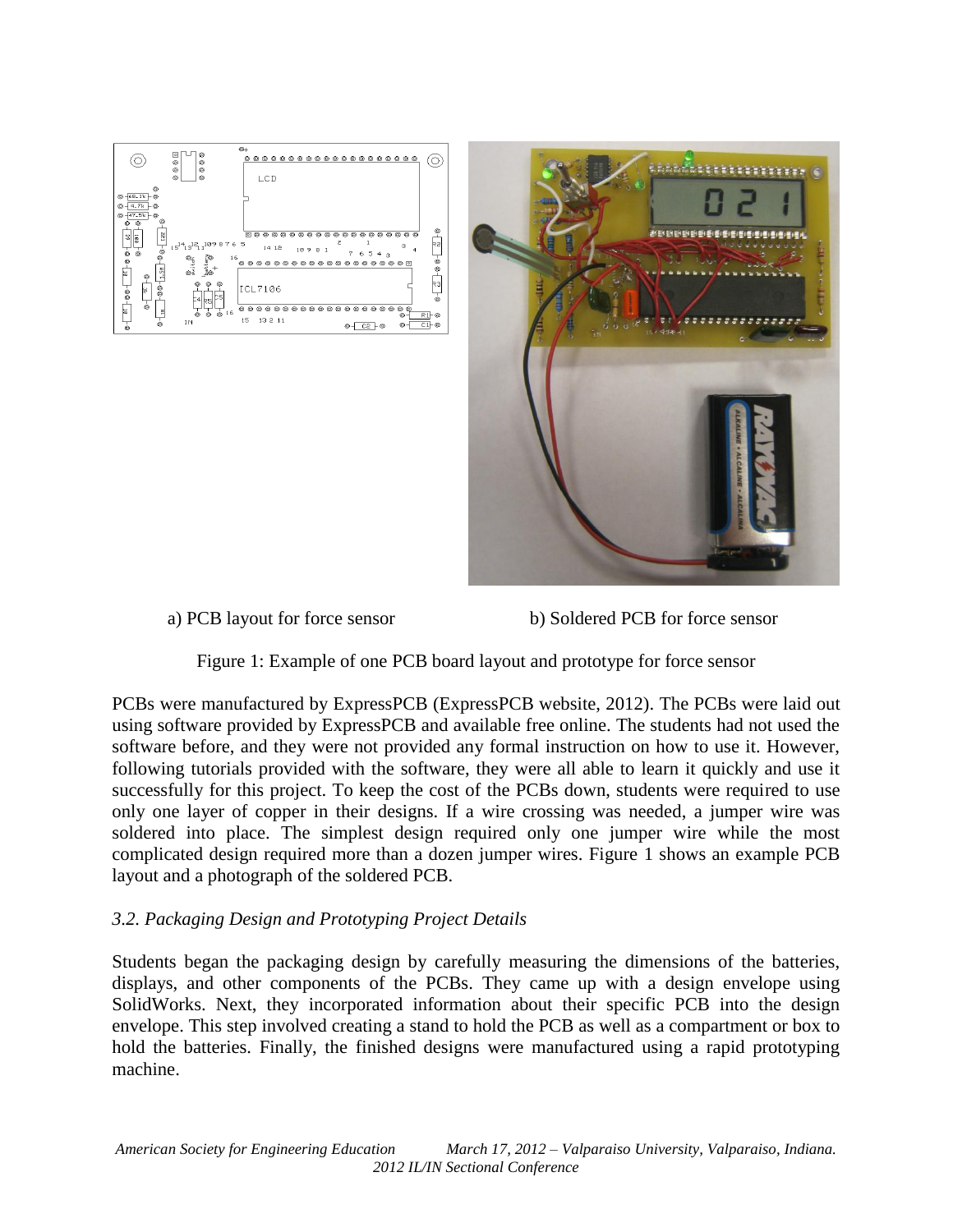a) PCB layout for force sensor

b) Soldered PCB for force sensor

Figure 1: Example of one PCB board layout and prototype for force sensor

PCBs were manufactured by ExpressPCB (ExpressPCB website, 2012). The PCBs were laid out using software provided by ExpressPCB and available free online. The students had not used the software before, and they were not provided any formal instruction on how to use it. However, following tutorials provided with the software, they were all able to learn it quickly and use it successfully for this project. To keep the cost of the PCBs down, students were required to use only one layer of copper in their designs. If a wire crossing was needed, a jumper wire was soldered into place. The simplest design required only one jumper wire while the most complicated design required more than a dozen jumper wires. Figure 1 shows an example PCB layout and a photograph of the soldered PCB.

### *3.2. Packaging Design and Prototyping Project Details*

Students began the packaging design by carefully measuring the dimensions of the batteries, displays, and other components of the PCBs. They came up with a design envelope using SolidWorks. Next, they incorporated information about their specific PCB into the design envelope. This step involved creating a stand to hold the PCB as well as a compartment or box to hold the batteries. Finally, the finished designs were manufactured using a rapid prototyping machine.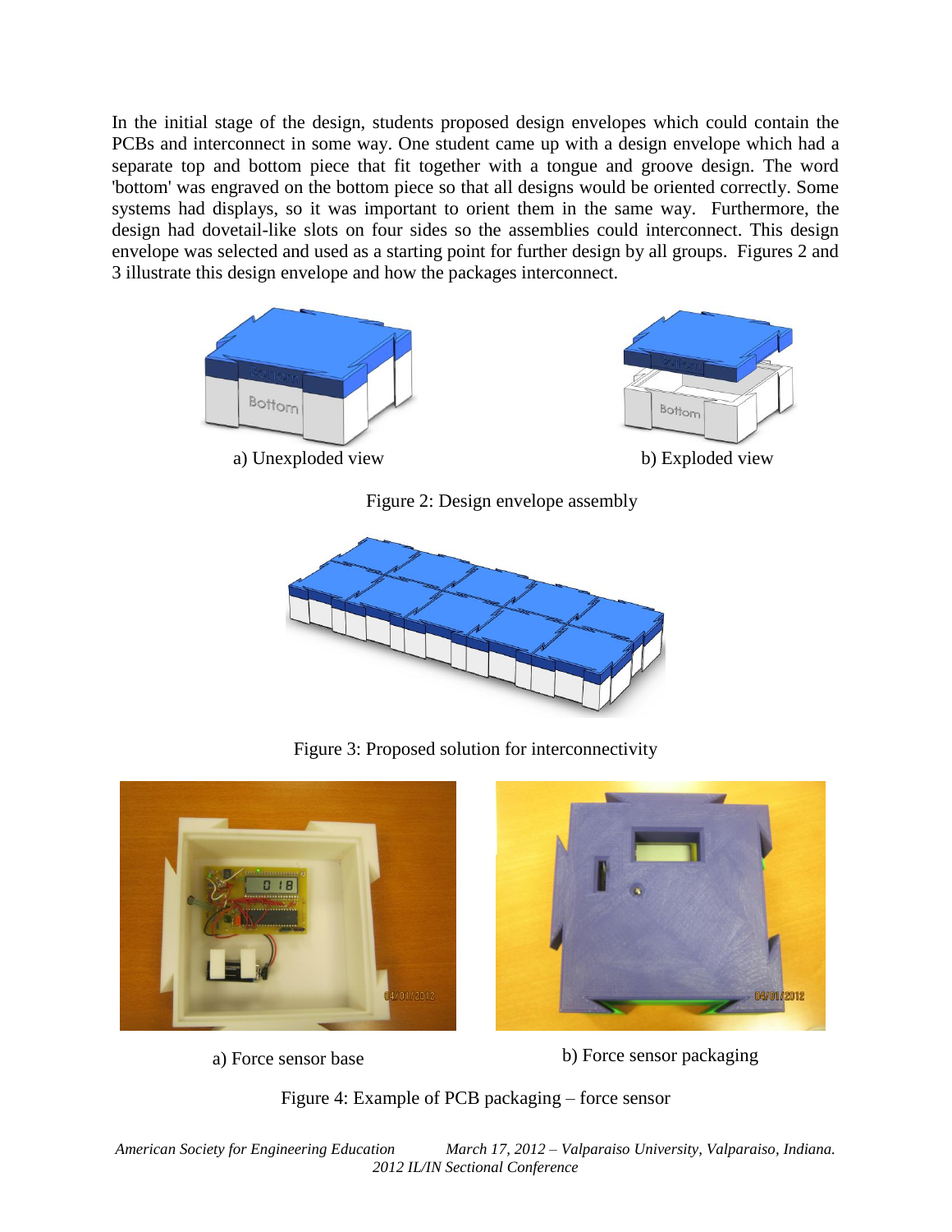In the initial stage of the design, students proposed design envelopes which could contain the PCBs and interconnect in some way. One student came up with a design envelope which had a separate top and bottom piece that fit together with a tongue and groove design. The word 'bottom' was engraved on the bottom piece so that all designs would be oriented correctly. Some systems had displays, so it was important to orient them in the same way. Furthermore, the design had dovetail-like slots on four sides so the assemblies could interconnect. This design envelope was selected and used as a starting point for further design by all groups. Figures 2 and 3 illustrate this design envelope and how the packages interconnect.

a) Unexploded view

b) Exploded view

Figure 2: Design envelope assembly

Figure 3: Proposed solution for interconnectivity

a) Force sensor base

b) Force sensor packaging

Figure 4: Example of PCB packaging – force sensor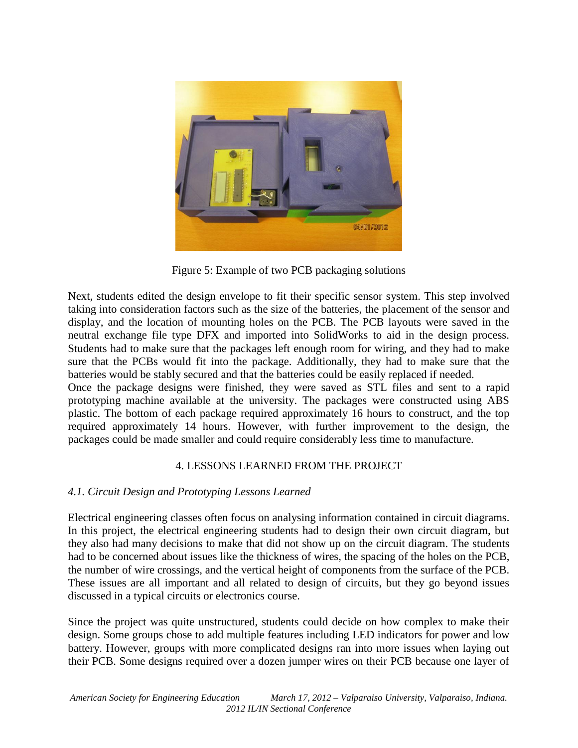Figure 5: Example of two PCB packaging solutions

Next, students edited the design envelope to fit their specific sensor system. This step involved taking into consideration factors such as the size of the batteries, the placement of the sensor and display, and the location of mounting holes on the PCB. The PCB layouts were saved in the neutral exchange file type DFX and imported into SolidWorks to aid in the design process. Students had to make sure that the packages left enough room for wiring, and they had to make sure that the PCBs would fit into the package. Additionally, they had to make sure that the batteries would be stably secured and that the batteries could be easily replaced if needed.
Once the package designs were finished, they were saved as STL files and sent to a rapid prototyping machine available at the university. The packages were constructed using ABS plastic. The bottom of each package required approximately 16 hours to construct, and the top required approximately 14 hours. However, with further improvement to the design, the packages could be made smaller and could require considerably less time to manufacture.

## 4. LESSONS LEARNED FROM THE PROJECT

### *4.1. Circuit Design and Prototyping Lessons Learned*

Electrical engineering classes often focus on analysing information contained in circuit diagrams. In this project, the electrical engineering students had to design their own circuit diagram, but they also had many decisions to make that did not show up on the circuit diagram. The students had to be concerned about issues like the thickness of wires, the spacing of the holes on the PCB, the number of wire crossings, and the vertical height of components from the surface of the PCB. These issues are all important and all related to design of circuits, but they go beyond issues discussed in a typical circuits or electronics course.

Since the project was quite unstructured, students could decide on how complex to make their design. Some groups chose to add multiple features including LED indicators for power and low battery. However, groups with more complicated designs ran into more issues when laying out their PCB. Some designs required over a dozen jumper wires on their PCB because one layer of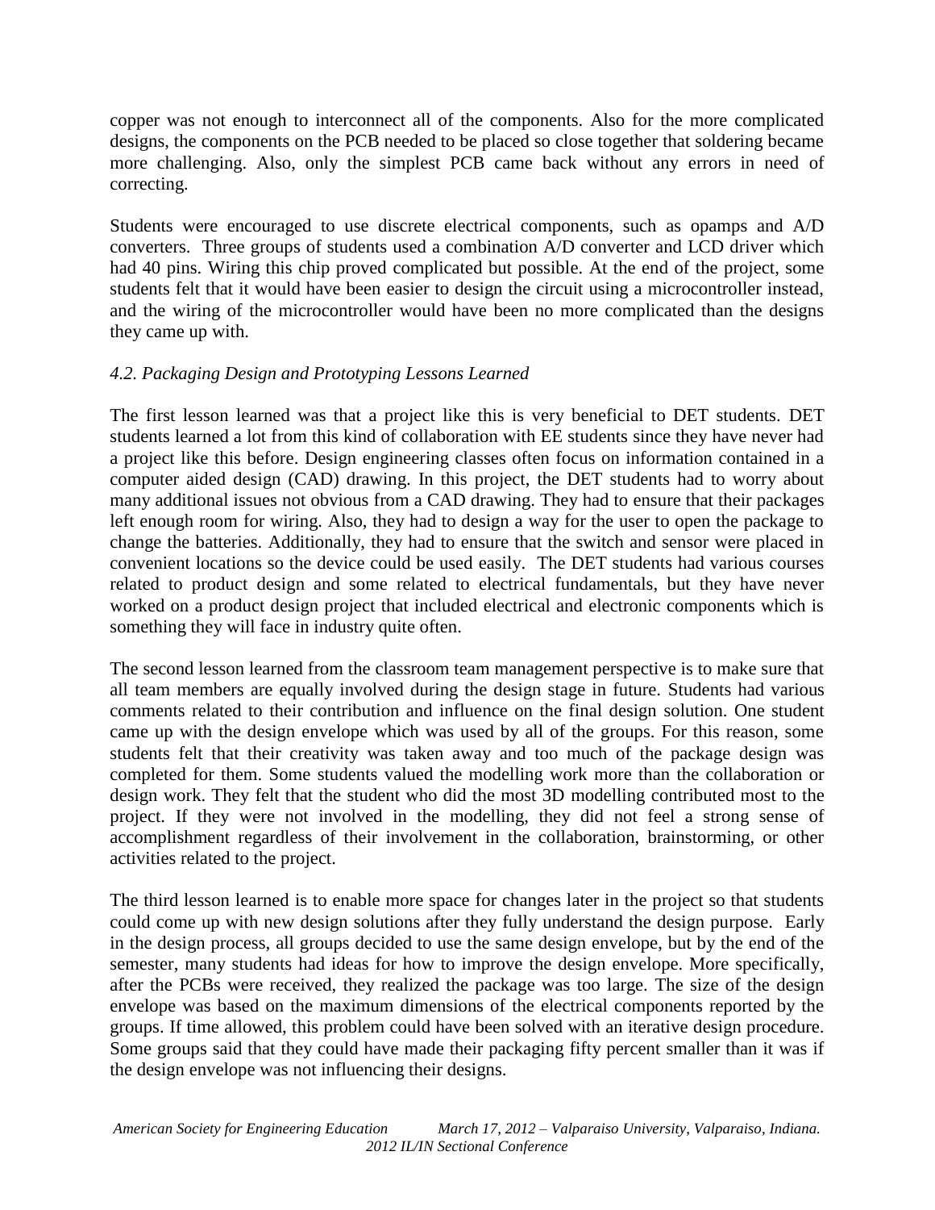copper was not enough to interconnect all of the components. Also for the more complicated designs, the components on the PCB needed to be placed so close together that soldering became more challenging. Also, only the simplest PCB came back without any errors in need of correcting.

Students were encouraged to use discrete electrical components, such as opamps and A/D converters. Three groups of students used a combination A/D converter and LCD driver which had 40 pins. Wiring this chip proved complicated but possible. At the end of the project, some students felt that it would have been easier to design the circuit using a microcontroller instead, and the wiring of the microcontroller would have been no more complicated than the designs they came up with.

### *4.2. Packaging Design and Prototyping Lessons Learned*

The first lesson learned was that a project like this is very beneficial to DET students. DET students learned a lot from this kind of collaboration with EE students since they have never had a project like this before. Design engineering classes often focus on information contained in a computer aided design (CAD) drawing. In this project, the DET students had to worry about many additional issues not obvious from a CAD drawing. They had to ensure that their packages left enough room for wiring. Also, they had to design a way for the user to open the package to change the batteries. Additionally, they had to ensure that the switch and sensor were placed in convenient locations so the device could be used easily. The DET students had various courses related to product design and some related to electrical fundamentals, but they have never worked on a product design project that included electrical and electronic components which is something they will face in industry quite often.

The second lesson learned from the classroom team management perspective is to make sure that all team members are equally involved during the design stage in future. Students had various comments related to their contribution and influence on the final design solution. One student came up with the design envelope which was used by all of the groups. For this reason, some students felt that their creativity was taken away and too much of the package design was completed for them. Some students valued the modelling work more than the collaboration or design work. They felt that the student who did the most 3D modelling contributed most to the project. If they were not involved in the modelling, they did not feel a strong sense of accomplishment regardless of their involvement in the collaboration, brainstorming, or other activities related to the project.

The third lesson learned is to enable more space for changes later in the project so that students could come up with new design solutions after they fully understand the design purpose. Early in the design process, all groups decided to use the same design envelope, but by the end of the semester, many students had ideas for how to improve the design envelope. More specifically, after the PCBs were received, they realized the package was too large. The size of the design envelope was based on the maximum dimensions of the electrical components reported by the groups. If time allowed, this problem could have been solved with an iterative design procedure. Some groups said that they could have made their packaging fifty percent smaller than it was if the design envelope was not influencing their designs.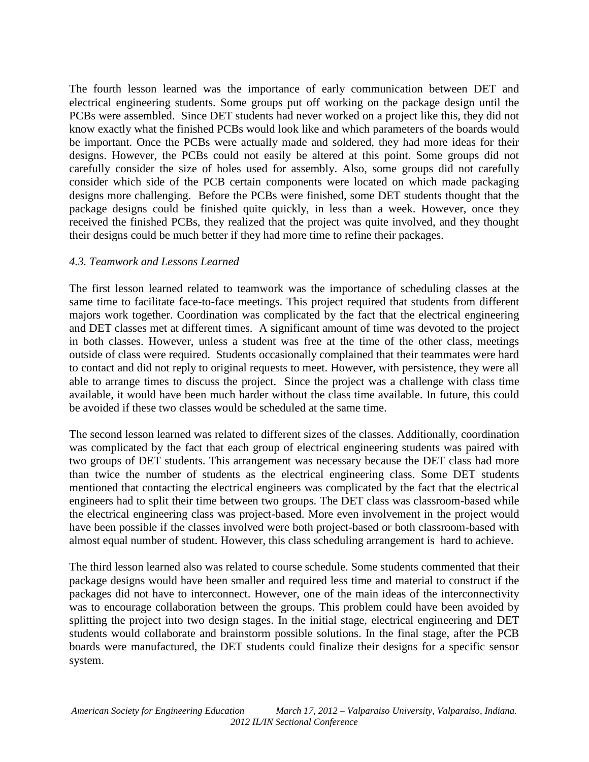The fourth lesson learned was the importance of early communication between DET and electrical engineering students. Some groups put off working on the package design until the PCBs were assembled. Since DET students had never worked on a project like this, they did not know exactly what the finished PCBs would look like and which parameters of the boards would be important. Once the PCBs were actually made and soldered, they had more ideas for their designs. However, the PCBs could not easily be altered at this point. Some groups did not carefully consider the size of holes used for assembly. Also, some groups did not carefully consider which side of the PCB certain components were located on which made packaging designs more challenging. Before the PCBs were finished, some DET students thought that the package designs could be finished quite quickly, in less than a week. However, once they received the finished PCBs, they realized that the project was quite involved, and they thought their designs could be much better if they had more time to refine their packages.

### *4.3. Teamwork and Lessons Learned*

The first lesson learned related to teamwork was the importance of scheduling classes at the same time to facilitate face-to-face meetings. This project required that students from different majors work together. Coordination was complicated by the fact that the electrical engineering and DET classes met at different times. A significant amount of time was devoted to the project in both classes. However, unless a student was free at the time of the other class, meetings outside of class were required. Students occasionally complained that their teammates were hard to contact and did not reply to original requests to meet. However, with persistence, they were all able to arrange times to discuss the project. Since the project was a challenge with class time available, it would have been much harder without the class time available. In future, this could be avoided if these two classes would be scheduled at the same time.

The second lesson learned was related to different sizes of the classes. Additionally, coordination was complicated by the fact that each group of electrical engineering students was paired with two groups of DET students. This arrangement was necessary because the DET class had more than twice the number of students as the electrical engineering class. Some DET students mentioned that contacting the electrical engineers was complicated by the fact that the electrical engineers had to split their time between two groups. The DET class was classroom-based while the electrical engineering class was project-based. More even involvement in the project would have been possible if the classes involved were both project-based or both classroom-based with almost equal number of student. However, this class scheduling arrangement is hard to achieve.

The third lesson learned also was related to course schedule. Some students commented that their package designs would have been smaller and required less time and material to construct if the packages did not have to interconnect. However, one of the main ideas of the interconnectivity was to encourage collaboration between the groups. This problem could have been avoided by splitting the project into two design stages. In the initial stage, electrical engineering and DET students would collaborate and brainstorm possible solutions. In the final stage, after the PCB boards were manufactured, the DET students could finalize their designs for a specific sensor system.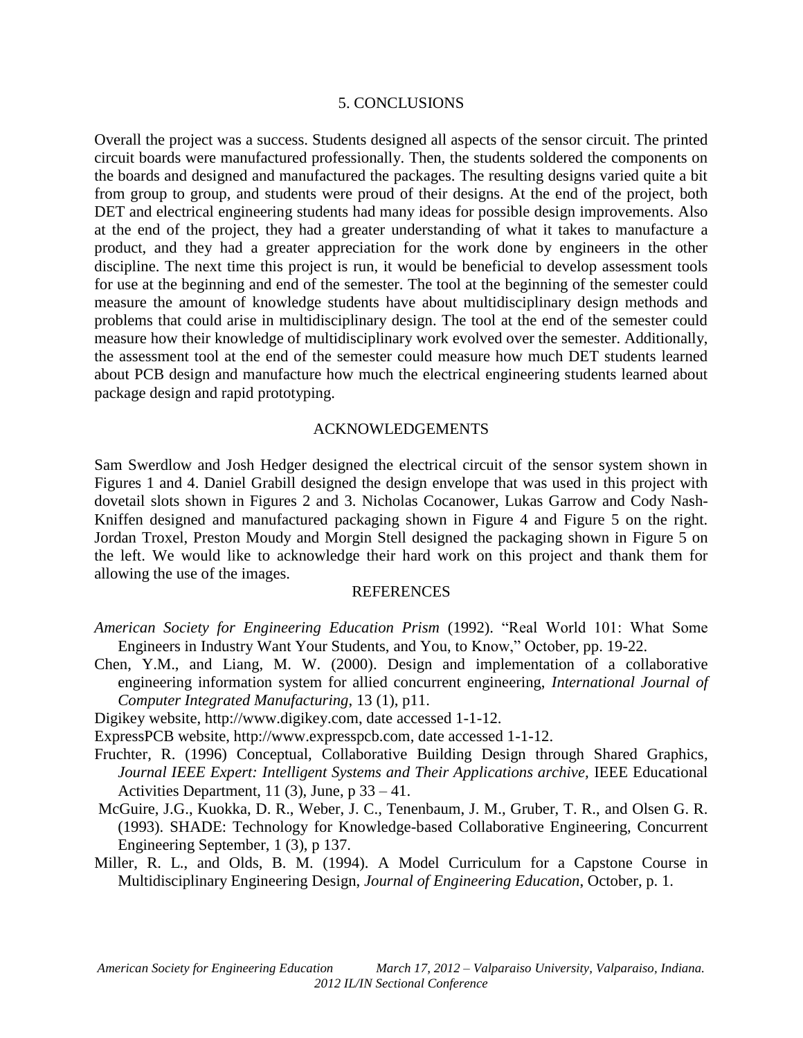## 5. CONCLUSIONS

Overall the project was a success. Students designed all aspects of the sensor circuit. The printed circuit boards were manufactured professionally. Then, the students soldered the components on the boards and designed and manufactured the packages. The resulting designs varied quite a bit from group to group, and students were proud of their designs. At the end of the project, both DET and electrical engineering students had many ideas for possible design improvements. Also at the end of the project, they had a greater understanding of what it takes to manufacture a product, and they had a greater appreciation for the work done by engineers in the other discipline. The next time this project is run, it would be beneficial to develop assessment tools for use at the beginning and end of the semester. The tool at the beginning of the semester could measure the amount of knowledge students have about multidisciplinary design methods and problems that could arise in multidisciplinary design. The tool at the end of the semester could measure how their knowledge of multidisciplinary work evolved over the semester. Additionally, the assessment tool at the end of the semester could measure how much DET students learned about PCB design and manufacture how much the electrical engineering students learned about package design and rapid prototyping.

## ACKNOWLEDGEMENTS

Sam Swerdlow and Josh Hedger designed the electrical circuit of the sensor system shown in Figures 1 and 4. Daniel Grabill designed the design envelope that was used in this project with dovetail slots shown in Figures 2 and 3. Nicholas Cocanower, Lukas Garrow and Cody Nash-Kniffen designed and manufactured packaging shown in Figure 4 and Figure 5 on the right. Jordan Troxel, Preston Moudy and Morgin Stell designed the packaging shown in Figure 5 on the left. We would like to acknowledge their hard work on this project and thank them for allowing the use of the images.

## REFERENCES

*American Society for Engineering Education Prism* (1992). "Real World 101: What Some Engineers in Industry Want Your Students, and You, to Know," October, pp. 19-22.

Chen, Y.M., and Liang, M. W. (2000). Design and implementation of a collaborative engineering information system for allied concurrent engineering, *International Journal of Computer Integrated Manufacturing*, 13 (1), p11.

Digikey website, http://www.digikey.com, date accessed 1-1-12.

ExpressPCB website, http://www.expresspcb.com, date accessed 1-1-12.

Fruchter, R. (1996) Conceptual, Collaborative Building Design through Shared Graphics, *Journal IEEE Expert: Intelligent Systems and Their Applications archive,* IEEE Educational Activities Department, 11 (3), June, p 33 – 41.

McGuire, J.G., Kuokka, D. R., Weber, J. C., Tenenbaum, J. M., Gruber, T. R., and Olsen G. R. (1993). SHADE: Technology for Knowledge-based Collaborative Engineering, Concurrent Engineering September, 1 (3), p 137.

Miller, R. L., and Olds, B. M. (1994). A Model Curriculum for a Capstone Course in Multidisciplinary Engineering Design, *Journal of Engineering Education*, October, p. 1.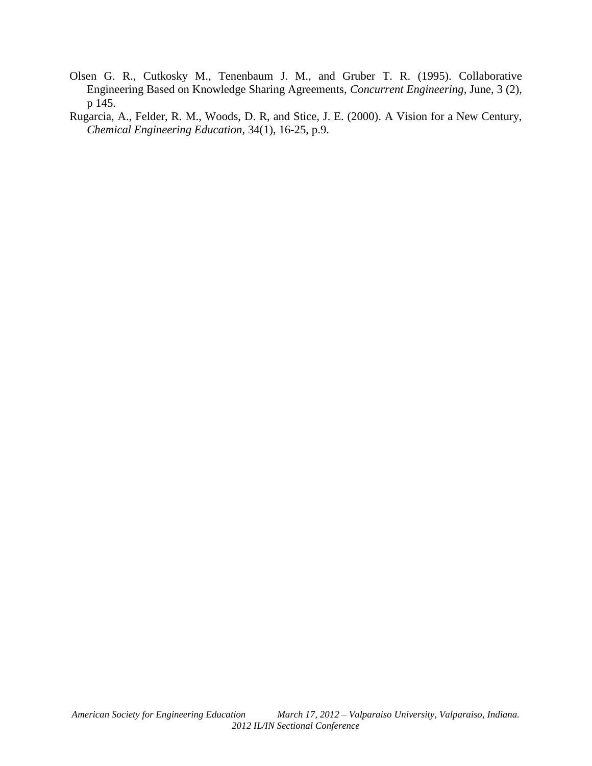Olsen G. R., Cutkosky M., Tenenbaum J. M., and Gruber T. R. (1995). Collaborative Engineering Based on Knowledge Sharing Agreements, *Concurrent Engineering*, June, 3 (2), p 145.

Rugarcia, A., Felder, R. M., Woods, D. R, and Stice, J. E. (2000). A Vision for a New Century, *Chemical Engineering Education*, 34(1), 16-25, p.9.